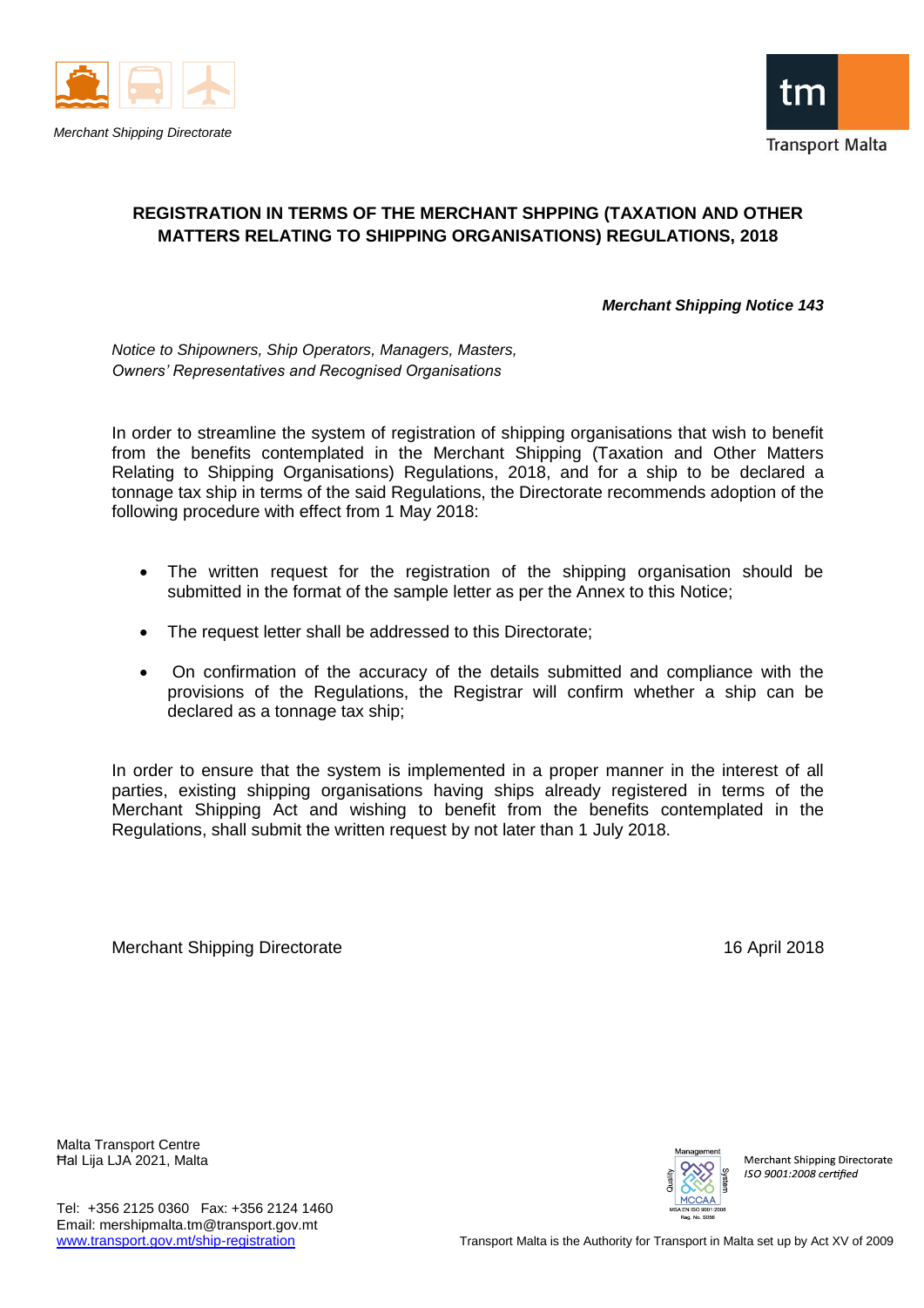Merchant Shipping Directorate

Transport Malta

# REGISTRATION IN TERMS OF THE MERCHANT SHPPING (TAXATION AND OTHER MATTERS RELATING TO SHIPPING ORGANISATIONS) REGULATIONS, 2018

***Merchant Shipping Notice 143***

*Notice to Shipowners, Ship Operators, Managers, Masters, Owners' Representatives and Recognised Organisations*

In order to streamline the system of registration of shipping organisations that wish to benefit from the benefits contemplated in the Merchant Shipping (Taxation and Other Matters Relating to Shipping Organisations) Regulations, 2018, and for a ship to be declared a tonnage tax ship in terms of the said Regulations, the Directorate recommends adoption of the following procedure with effect from 1 May 2018:

- The written request for the registration of the shipping organisation should be submitted in the format of the sample letter as per the Annex to this Notice;
- The request letter shall be addressed to this Directorate;
- On confirmation of the accuracy of the details submitted and compliance with the provisions of the Regulations, the Registrar will confirm whether a ship can be declared as a tonnage tax ship;

In order to ensure that the system is implemented in a proper manner in the interest of all parties, existing shipping organisations having ships already registered in terms of the Merchant Shipping Act and wishing to benefit from the benefits contemplated in the Regulations, shall submit the written request by not later than 1 July 2018.

Merchant Shipping Directorate

16 April 2018

Malta Transport Centre
Ħal Lija LJA 2021, Malta

Tel: +356 2125 0360 Fax: +356 2124 1460
Email: mershipmalta.tm@transport.gov.mt
www.transport.gov.mt/ship-registration

Merchant Shipping Directorate
*ISO 9001:2008 certified*

Transport Malta is the Authority for Transport in Malta set up by Act XV of 2009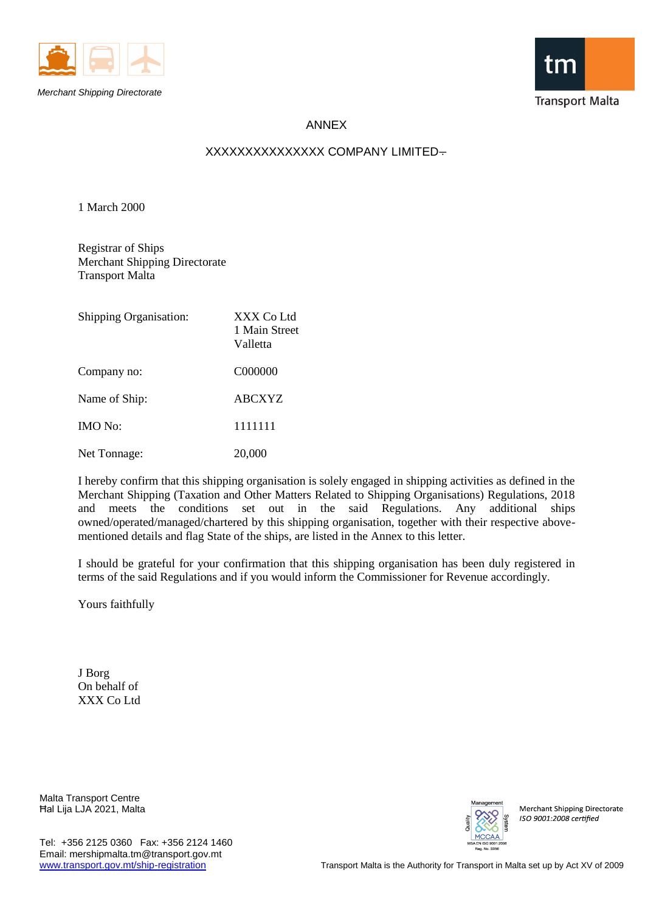Merchant Shipping Directorate

Transport Malta

ANNEX

XXXXXXXXXXXXXXX COMPANY LIMITED

1 March 2000

Registrar of Ships
Merchant Shipping Directorate
Transport Malta

| | |
|---|---|
| Shipping Organisation: | XXX Co Ltd<br>1 Main Street<br>Valletta |
| Company no: | C000000 |
| Name of Ship: | ABCXYZ |
| IMO No: | 1111111 |
| Net Tonnage: | 20,000 |

I hereby confirm that this shipping organisation is solely engaged in shipping activities as defined in the Merchant Shipping (Taxation and Other Matters Related to Shipping Organisations) Regulations, 2018 and meets the conditions set out in the said Regulations. Any additional ships owned/operated/managed/chartered by this shipping organisation, together with their respective above-mentioned details and flag State of the ships, are listed in the Annex to this letter.

I should be grateful for your confirmation that this shipping organisation has been duly registered in terms of the said Regulations and if you would inform the Commissioner for Revenue accordingly.

Yours faithfully

J Borg
On behalf of
XXX Co Ltd

Malta Transport Centre
Ħal Lija LJA 2021, Malta

Tel: +356 2125 0360 Fax: +356 2124 1460
Email: mershipmalta.tm@transport.gov.mt
www.transport.gov.mt/ship-registration

Merchant Shipping Directorate
*ISO 9001:2008 certified*

Transport Malta is the Authority for Transport in Malta set up by Act XV of 2009